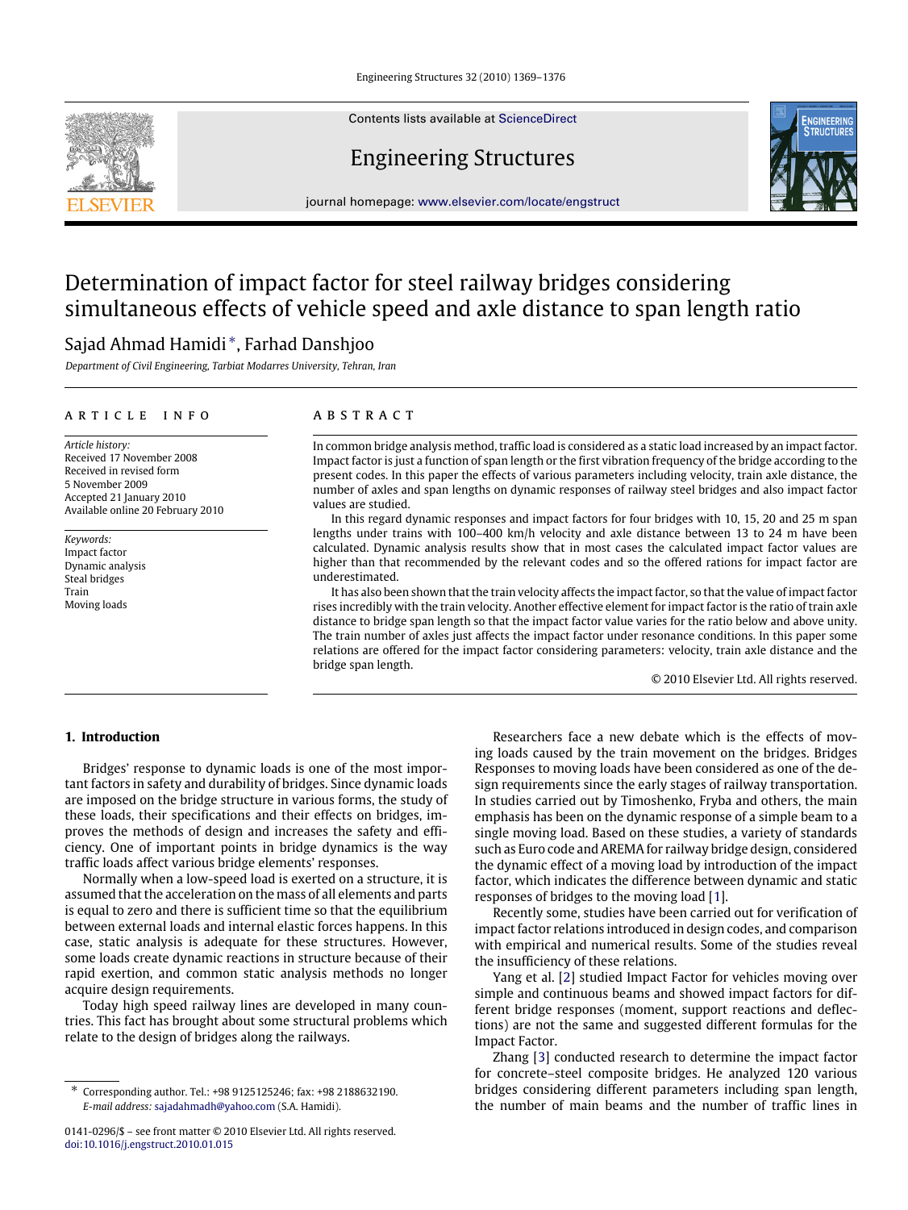Contents lists available at ScienceDirect

# Engineering Structures

journal homepage: www.elsevier.com/locate/engstruct

# Determination of impact factor for steel railway bridges considering simultaneous effects of vehicle speed and axle distance to span length ratio

Sajad Ahmad Hamidi*, Farhad Danshjoo

*Department of Civil Engineering, Tarbiat Modarres University, Tehran, Iran*

## ARTICLE INFO

*Article history:*
Received 17 November 2008
Received in revised form
5 November 2009
Accepted 21 January 2010
Available online 20 February 2010

*Keywords:*
Impact factor
Dynamic analysis
Steal bridges
Train
Moving loads

## ABSTRACT

In common bridge analysis method, traffic load is considered as a static load increased by an impact factor. Impact factor is just a function of span length or the first vibration frequency of the bridge according to the present codes. In this paper the effects of various parameters including velocity, train axle distance, the number of axles and span lengths on dynamic responses of railway steel bridges and also impact factor values are studied.

In this regard dynamic responses and impact factors for four bridges with 10, 15, 20 and 25 m span lengths under trains with 100–400 km/h velocity and axle distance between 13 to 24 m have been calculated. Dynamic analysis results show that in most cases the calculated impact factor values are higher than that recommended by the relevant codes and so the offered rations for impact factor are underestimated.

It has also been shown that the train velocity affects the impact factor, so that the value of impact factor rises incredibly with the train velocity. Another effective element for impact factor is the ratio of train axle distance to bridge span length so that the impact factor value varies for the ratio below and above unity. The train number of axles just affects the impact factor under resonance conditions. In this paper some relations are offered for the impact factor considering parameters: velocity, train axle distance and the bridge span length.

© 2010 Elsevier Ltd. All rights reserved.

## 1. Introduction

Bridges' response to dynamic loads is one of the most important factors in safety and durability of bridges. Since dynamic loads are imposed on the bridge structure in various forms, the study of these loads, their specifications and their effects on bridges, improves the methods of design and increases the safety and efficiency. One of important points in bridge dynamics is the way traffic loads affect various bridge elements' responses.

Normally when a low-speed load is exerted on a structure, it is assumed that the acceleration on the mass of all elements and parts is equal to zero and there is sufficient time so that the equilibrium between external loads and internal elastic forces happens. In this case, static analysis is adequate for these structures. However, some loads create dynamic reactions in structure because of their rapid exertion, and common static analysis methods no longer acquire design requirements.

Today high speed railway lines are developed in many countries. This fact has brought about some structural problems which relate to the design of bridges along the railways.

Researchers face a new debate which is the effects of moving loads caused by the train movement on the bridges. Bridges Responses to moving loads have been considered as one of the design requirements since the early stages of railway transportation. In studies carried out by Timoshenko, Fryba and others, the main emphasis has been on the dynamic response of a simple beam to a single moving load. Based on these studies, a variety of standards such as Euro code and AREMA for railway bridge design, considered the dynamic effect of a moving load by introduction of the impact factor, which indicates the difference between dynamic and static responses of bridges to the moving load [1].

Recently some, studies have been carried out for verification of impact factor relations introduced in design codes, and comparison with empirical and numerical results. Some of the studies reveal the insufficiency of these relations.

Yang et al. [2] studied Impact Factor for vehicles moving over simple and continuous beams and showed impact factors for different bridge responses (moment, support reactions and deflections) are not the same and suggested different formulas for the Impact Factor.

Zhang [3] conducted research to determine the impact factor for concrete–steel composite bridges. He analyzed 120 various bridges considering different parameters including span length, the number of main beams and the number of traffic lines in

---

* Corresponding author. Tel.: +98 9125125246; fax: +98 2188632190.
*E-mail address:* sajadahmadh@yahoo.com (S.A. Hamidi).

0141-0296/$ – see front matter © 2010 Elsevier Ltd. All rights reserved.
doi:10.1016/j.engstruct.2010.01.015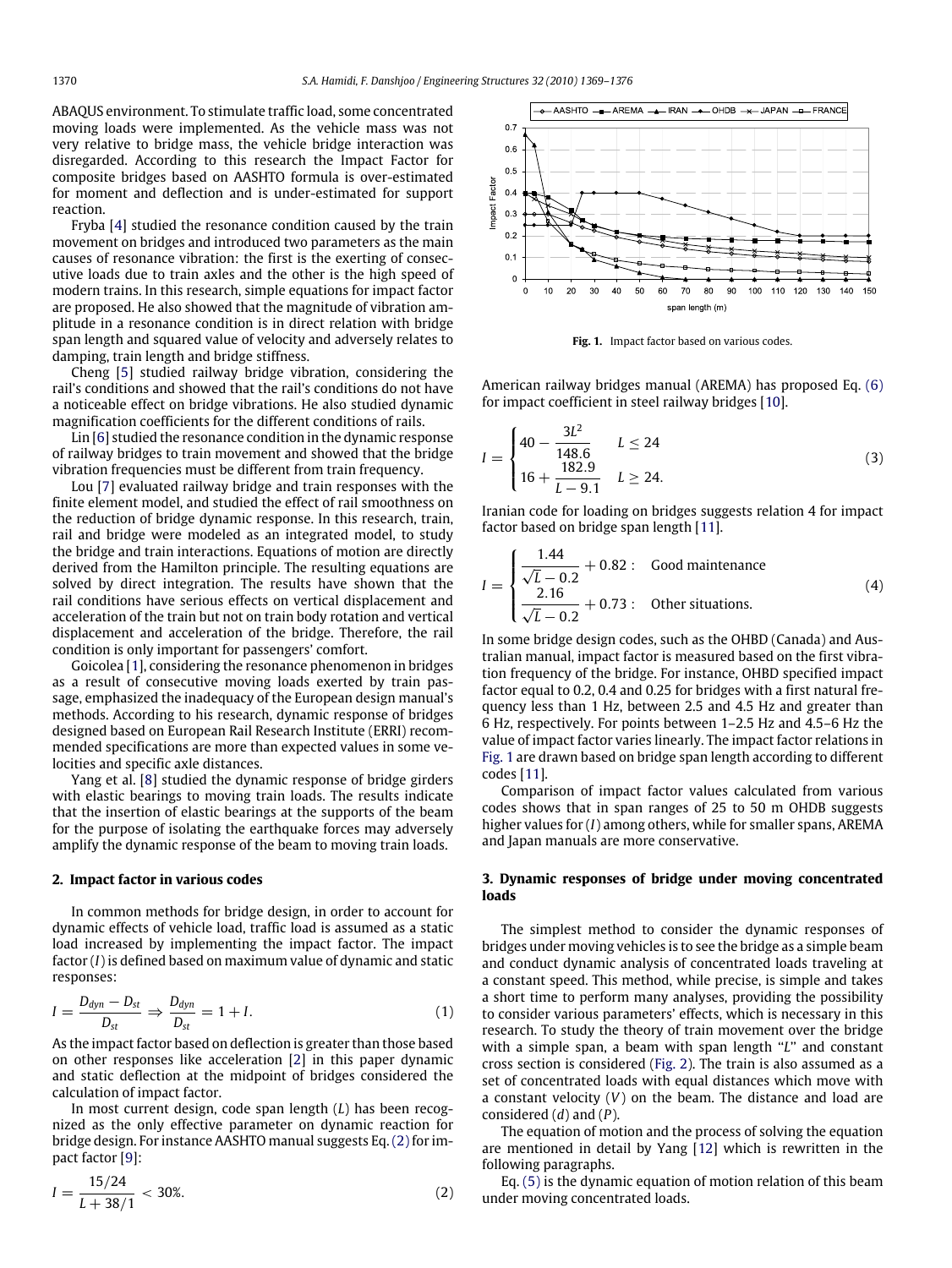ABAQUS environment. To stimulate traffic load, some concentrated moving loads were implemented. As the vehicle mass was not very relative to bridge mass, the vehicle bridge interaction was disregarded. According to this research the Impact Factor for composite bridges based on AASHTO formula is over-estimated for moment and deflection and is under-estimated for support reaction.

Fryba [4] studied the resonance condition caused by the train movement on bridges and introduced two parameters as the main causes of resonance vibration: the first is the exerting of consecutive loads due to train axles and the other is the high speed of modern trains. In this research, simple equations for impact factor are proposed. He also showed that the magnitude of vibration amplitude in a resonance condition is in direct relation with bridge span length and squared value of velocity and adversely relates to damping, train length and bridge stiffness.

Cheng [5] studied railway bridge vibration, considering the rail's conditions and showed that the rail's conditions do not have a noticeable effect on bridge vibrations. He also studied dynamic magnification coefficients for the different conditions of rails.

Lin [6] studied the resonance condition in the dynamic response of railway bridges to train movement and showed that the bridge vibration frequencies must be different from train frequency.

Lou [7] evaluated railway bridge and train responses with the finite element model, and studied the effect of rail smoothness on the reduction of bridge dynamic response. In this research, train, rail and bridge were modeled as an integrated model, to study the bridge and train interactions. Equations of motion are directly derived from the Hamilton principle. The resulting equations are solved by direct integration. The results have shown that the rail conditions have serious effects on vertical displacement and acceleration of the train but not on train body rotation and vertical displacement and acceleration of the bridge. Therefore, the rail condition is only important for passengers' comfort.

Goicolea [1], considering the resonance phenomenon in bridges as a result of consecutive moving loads exerted by train passage, emphasized the inadequacy of the European design manual's methods. According to his research, dynamic response of bridges designed based on European Rail Research Institute (ERRI) recommended specifications are more than expected values in some velocities and specific axle distances.

Yang et al. [8] studied the dynamic response of bridge girders with elastic bearings to moving train loads. The results indicate that the insertion of elastic bearings at the supports of the beam for the purpose of isolating the earthquake forces may adversely amplify the dynamic response of the beam to moving train loads.

## 2. Impact factor in various codes

In common methods for bridge design, in order to account for dynamic effects of vehicle load, traffic load is assumed as a static load increased by implementing the impact factor. The impact factor ($I$) is defined based on maximum value of dynamic and static responses:

$$I = \frac{D_{dyn} - D_{st}}{D_{st}} \Rightarrow \frac{D_{dyn}}{D_{st}} = 1 + I. \tag{1}$$

As the impact factor based on deflection is greater than those based on other responses like acceleration [2] in this paper dynamic and static deflection at the midpoint of bridges considered the calculation of impact factor.

In most current design, code span length ($L$) has been recognized as the only effective parameter on dynamic reaction for bridge design. For instance AASHTO manual suggests Eq. (2) for impact factor [9]:

$$I = \frac{15/24}{L + 38/1} < 30\%. \tag{2}$$

American railway bridges manual (AREMA) has proposed Eq. (6) for impact coefficient in steel railway bridges [10].

$$I = \begin{cases} 40 - \dfrac{3L^2}{148.6} & L \le 24 \\ 16 + \dfrac{182.9}{L - 9.1} & L \ge 24. \end{cases} \tag{3}$$

Iranian code for loading on bridges suggests relation 4 for impact factor based on bridge span length [11].

$$I = \begin{cases} \dfrac{1.44}{\sqrt{L} - 0.2} + 0.82 : & \text{Good maintenance} \\ \dfrac{2.16}{\sqrt{L} - 0.2} + 0.73 : & \text{Other situations.} \end{cases} \tag{4}$$

In some bridge design codes, such as the OHBD (Canada) and Australian manual, impact factor is measured based on the first vibration frequency of the bridge. For instance, OHBD specified impact factor equal to 0.2, 0.4 and 0.25 for bridges with a first natural frequency less than 1 Hz, between 2.5 and 4.5 Hz and greater than 6 Hz, respectively. For points between 1–2.5 Hz and 4.5–6 Hz the value of impact factor varies linearly. The impact factor relations in Fig. 1 are drawn based on bridge span length according to different codes [11].

**Fig. 1.** Impact factor based on various codes.

Comparison of impact factor values calculated from various codes shows that in span ranges of 25 to 50 m OHBD suggests higher values for ($I$) among others, while for smaller spans, AREMA and Japan manuals are more conservative.

## 3. Dynamic responses of bridge under moving concentrated loads

The simplest method to consider the dynamic responses of bridges under moving vehicles is to see the bridge as a simple beam and conduct dynamic analysis of concentrated loads traveling at a constant speed. This method, while precise, is simple and takes a short time to perform many analyses, providing the possibility to consider various parameters' effects, which is necessary in this research. To study the theory of train movement over the bridge with a simple span, a beam with span length "$L$" and constant cross section is considered (Fig. 2). The train is also assumed as a set of concentrated loads with equal distances which move with a constant velocity ($V$) on the beam. The distance and load are considered ($d$) and ($P$).

The equation of motion and the process of solving the equation are mentioned in detail by Yang [12] which is rewritten in the following paragraphs.

Eq. (5) is the dynamic equation of motion relation of this beam under moving concentrated loads.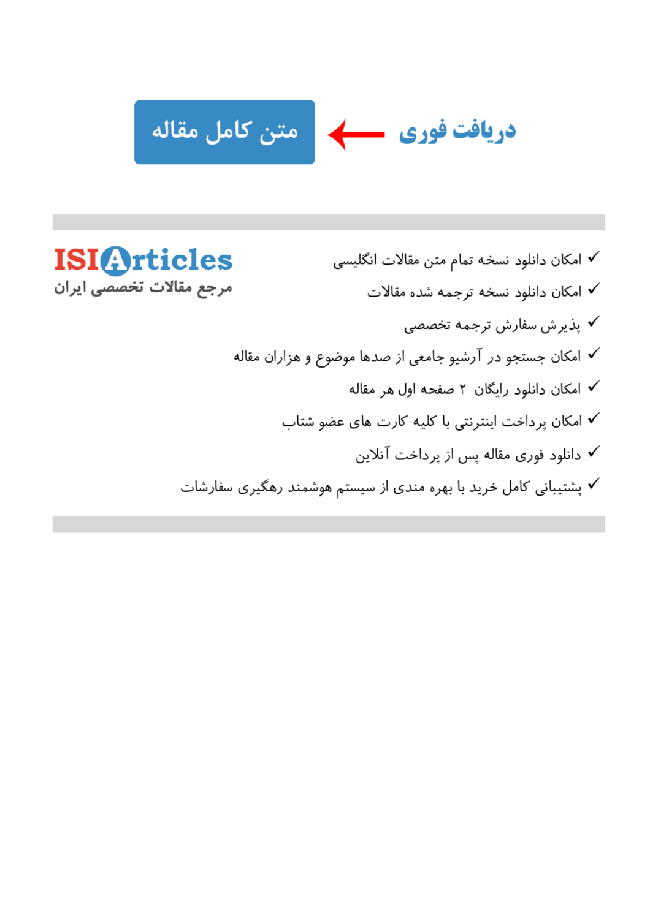دریافت فوری ← **متن کامل مقاله**

**ISIArticles**
مرجع مقالات تخصصی ایران

- ✓ امکان دانلود نسخه تمام متن مقالات انگلیسی
- ✓ امکان دانلود نسخه ترجمه شده مقالات
- ✓ پذیرش سفارش ترجمه تخصصی
- ✓ امکان جستجو در آرشیو جامعی از صدها موضوع و هزاران مقاله
- ✓ امکان دانلود رایگان ۲ صفحه اول هر مقاله
- ✓ امکان پرداخت اینترنتی با کلیه کارت های عضو شتاب
- ✓ دانلود فوری مقاله پس از پرداخت آنلاین
- ✓ پشتیبانی کامل خرید با بهره مندی از سیستم هوشمند رهگیری سفارشات